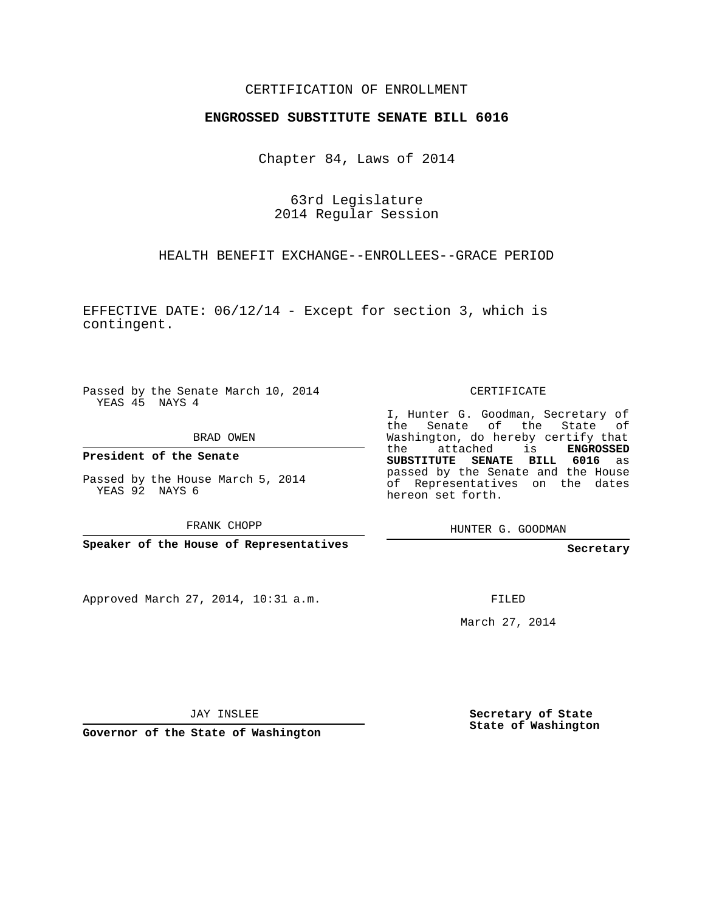CERTIFICATION OF ENROLLMENT

**ENGROSSED SUBSTITUTE SENATE BILL 6016**

Chapter 84, Laws of 2014

63rd Legislature
2014 Regular Session

HEALTH BENEFIT EXCHANGE--ENROLLEES--GRACE PERIOD

EFFECTIVE DATE: 06/12/14 - Except for section 3, which is contingent.

Passed by the Senate March 10, 2014
YEAS 45 NAYS 4

BRAD OWEN

**President of the Senate**

Passed by the House March 5, 2014
YEAS 92 NAYS 6

FRANK CHOPP

**Speaker of the House of Representatives**

Approved March 27, 2014, 10:31 a.m.

JAY INSLEE

**Governor of the State of Washington**

CERTIFICATE

I, Hunter G. Goodman, Secretary of the Senate of the State of Washington, do hereby certify that the attached is **ENGROSSED SUBSTITUTE SENATE BILL 6016** as passed by the Senate and the House of Representatives on the dates hereon set forth.

HUNTER G. GOODMAN

**Secretary**

FILED

March 27, 2014

**Secretary of State State of Washington**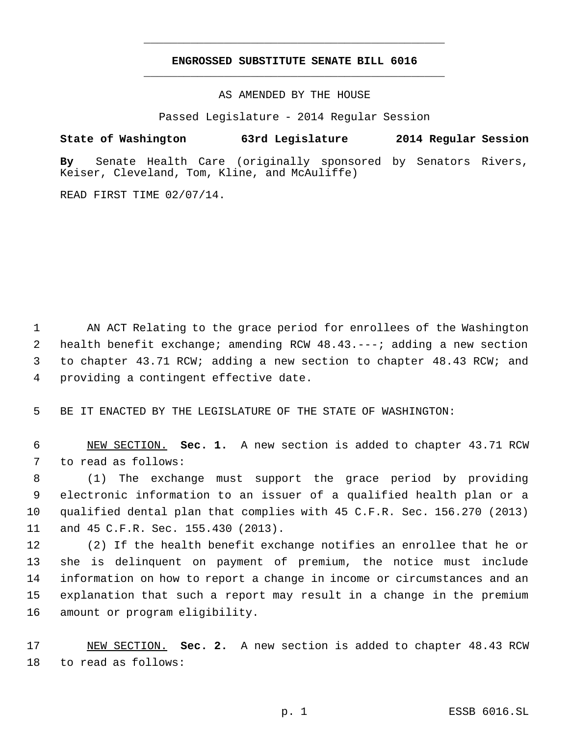## ENGROSSED SUBSTITUTE SENATE BILL 6016

AS AMENDED BY THE HOUSE

Passed Legislature - 2014 Regular Session

**State of Washington 63rd Legislature 2014 Regular Session**

**By** Senate Health Care (originally sponsored by Senators Rivers, Keiser, Cleveland, Tom, Kline, and McAuliffe)

READ FIRST TIME 02/07/14.

AN ACT Relating to the grace period for enrollees of the Washington health benefit exchange; amending RCW 48.43.---; adding a new section to chapter 43.71 RCW; adding a new section to chapter 48.43 RCW; and providing a contingent effective date.

BE IT ENACTED BY THE LEGISLATURE OF THE STATE OF WASHINGTON:

NEW SECTION. **Sec. 1.** A new section is added to chapter 43.71 RCW to read as follows:

(1) The exchange must support the grace period by providing electronic information to an issuer of a qualified health plan or a qualified dental plan that complies with 45 C.F.R. Sec. 156.270 (2013) and 45 C.F.R. Sec. 155.430 (2013).

(2) If the health benefit exchange notifies an enrollee that he or she is delinquent on payment of premium, the notice must include information on how to report a change in income or circumstances and an explanation that such a report may result in a change in the premium amount or program eligibility.

NEW SECTION. **Sec. 2.** A new section is added to chapter 48.43 RCW to read as follows: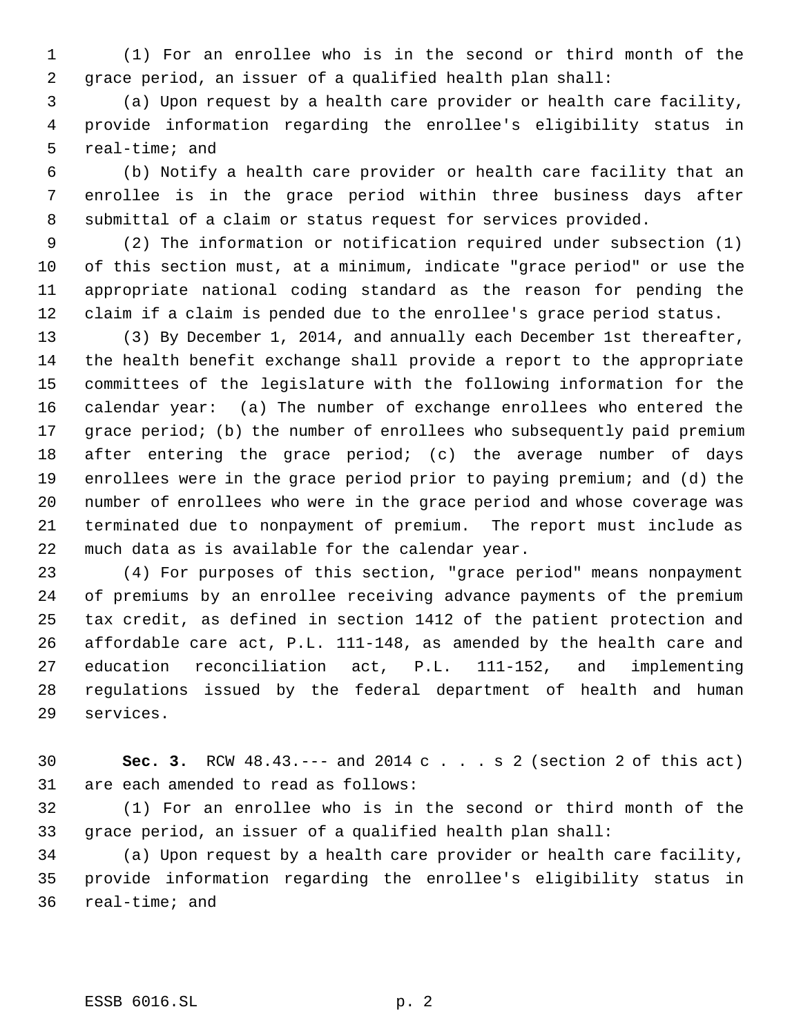(1) For an enrollee who is in the second or third month of the grace period, an issuer of a qualified health plan shall:

(a) Upon request by a health care provider or health care facility, provide information regarding the enrollee's eligibility status in real-time; and

(b) Notify a health care provider or health care facility that an enrollee is in the grace period within three business days after submittal of a claim or status request for services provided.

(2) The information or notification required under subsection (1) of this section must, at a minimum, indicate "grace period" or use the appropriate national coding standard as the reason for pending the claim if a claim is pended due to the enrollee's grace period status.

(3) By December 1, 2014, and annually each December 1st thereafter, the health benefit exchange shall provide a report to the appropriate committees of the legislature with the following information for the calendar year: (a) The number of exchange enrollees who entered the grace period; (b) the number of enrollees who subsequently paid premium after entering the grace period; (c) the average number of days enrollees were in the grace period prior to paying premium; and (d) the number of enrollees who were in the grace period and whose coverage was terminated due to nonpayment of premium. The report must include as much data as is available for the calendar year.

(4) For purposes of this section, "grace period" means nonpayment of premiums by an enrollee receiving advance payments of the premium tax credit, as defined in section 1412 of the patient protection and affordable care act, P.L. 111-148, as amended by the health care and education reconciliation act, P.L. 111-152, and implementing regulations issued by the federal department of health and human services.

**Sec. 3.** RCW 48.43.--- and 2014 c . . . s 2 (section 2 of this act) are each amended to read as follows:

(1) For an enrollee who is in the second or third month of the grace period, an issuer of a qualified health plan shall:

(a) Upon request by a health care provider or health care facility, provide information regarding the enrollee's eligibility status in real-time; and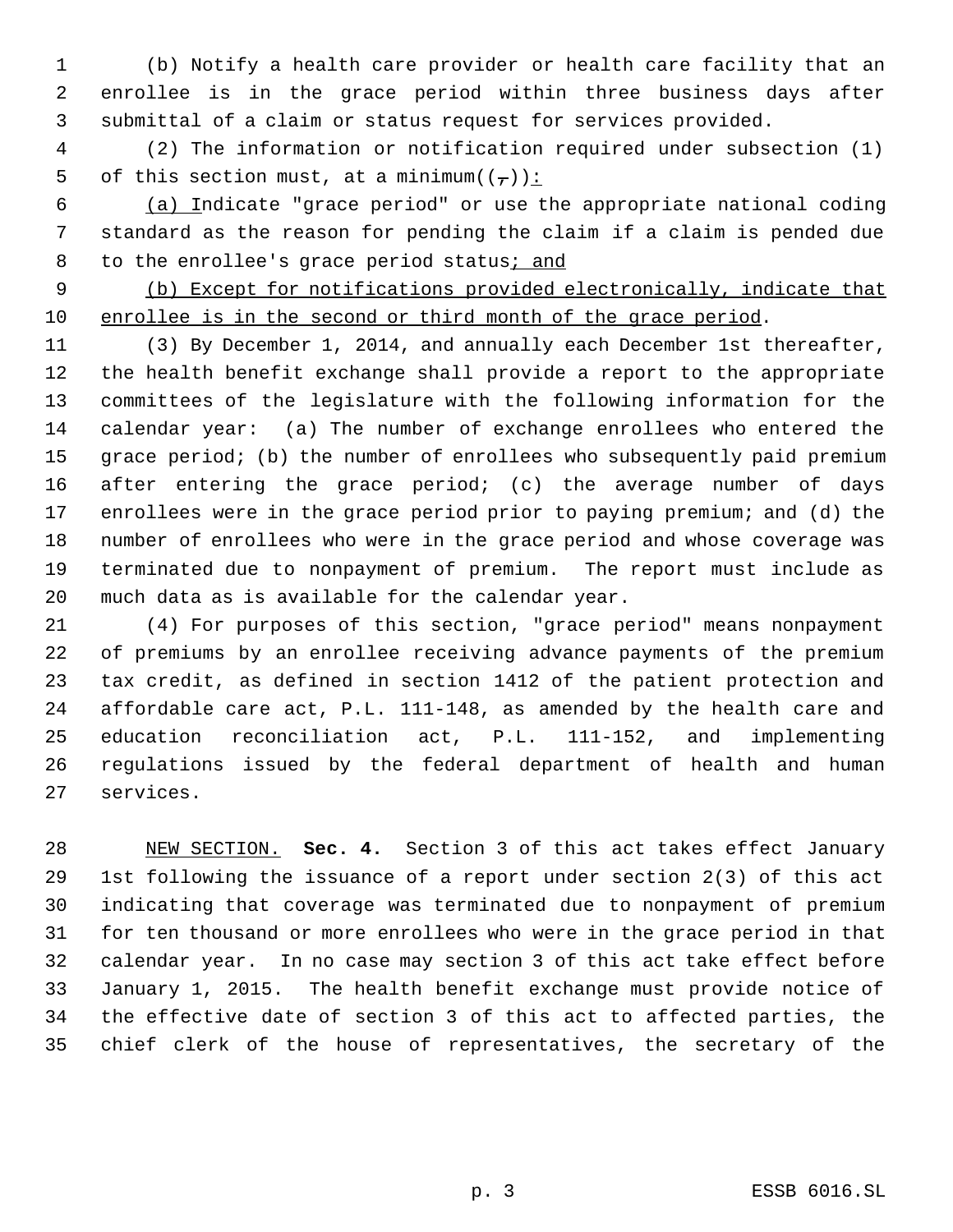(b) Notify a health care provider or health care facility that an enrollee is in the grace period within three business days after submittal of a claim or status request for services provided.

(2) The information or notification required under subsection (1) of this section must, at a minimum((,)): 

(a) Indicate "grace period" or use the appropriate national coding standard as the reason for pending the claim if a claim is pended due to the enrollee's grace period status; and

(b) Except for notifications provided electronically, indicate that enrollee is in the second or third month of the grace period.

(3) By December 1, 2014, and annually each December 1st thereafter, the health benefit exchange shall provide a report to the appropriate committees of the legislature with the following information for the calendar year: (a) The number of exchange enrollees who entered the grace period; (b) the number of enrollees who subsequently paid premium after entering the grace period; (c) the average number of days enrollees were in the grace period prior to paying premium; and (d) the number of enrollees who were in the grace period and whose coverage was terminated due to nonpayment of premium. The report must include as much data as is available for the calendar year.

(4) For purposes of this section, "grace period" means nonpayment of premiums by an enrollee receiving advance payments of the premium tax credit, as defined in section 1412 of the patient protection and affordable care act, P.L. 111-148, as amended by the health care and education reconciliation act, P.L. 111-152, and implementing regulations issued by the federal department of health and human services.

NEW SECTION. **Sec. 4.** Section 3 of this act takes effect January 1st following the issuance of a report under section 2(3) of this act indicating that coverage was terminated due to nonpayment of premium for ten thousand or more enrollees who were in the grace period in that calendar year. In no case may section 3 of this act take effect before January 1, 2015. The health benefit exchange must provide notice of the effective date of section 3 of this act to affected parties, the chief clerk of the house of representatives, the secretary of the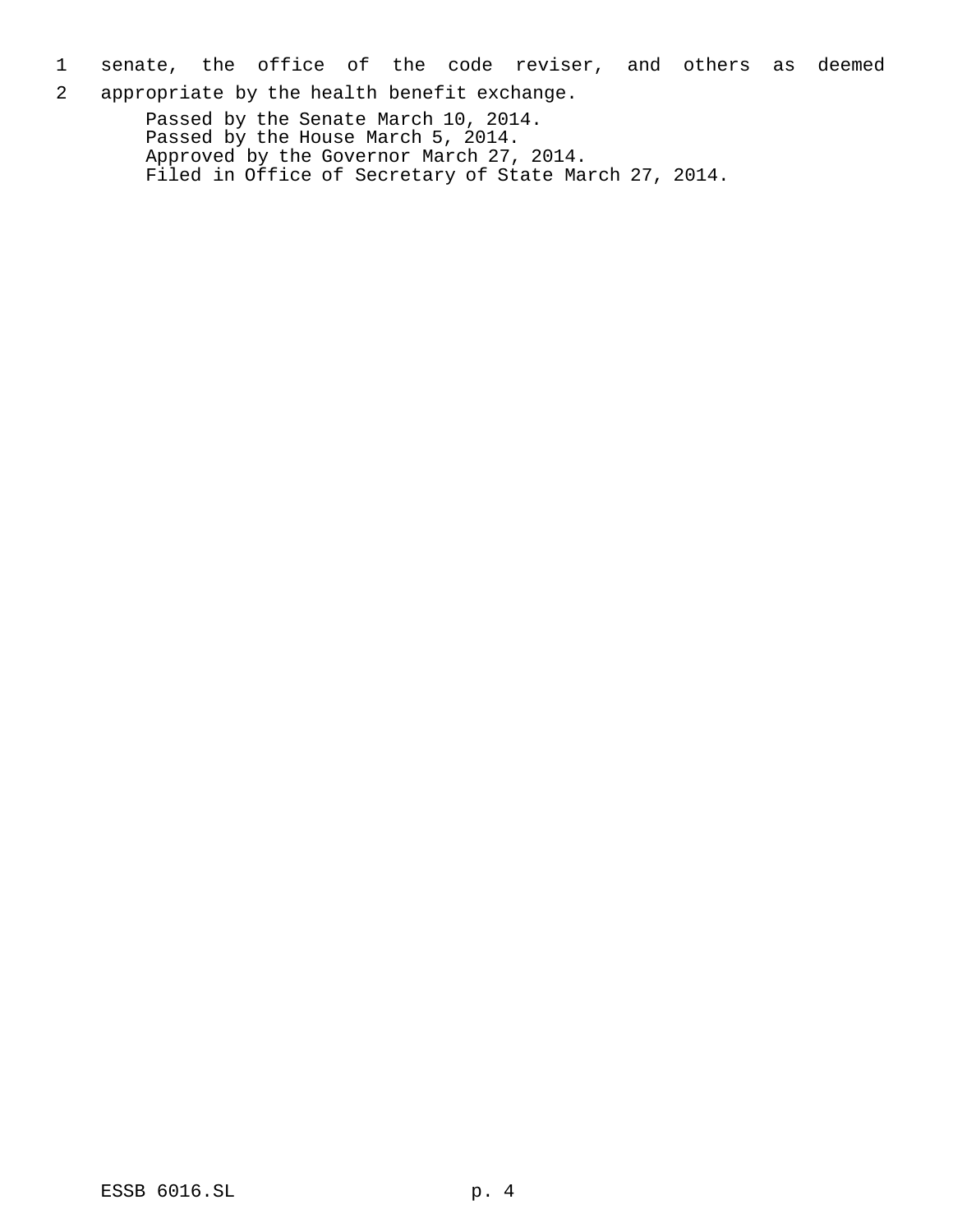senate, the office of the code reviser, and others as deemed appropriate by the health benefit exchange.

Passed by the Senate March 10, 2014.
Passed by the House March 5, 2014.
Approved by the Governor March 27, 2014.
Filed in Office of Secretary of State March 27, 2014.